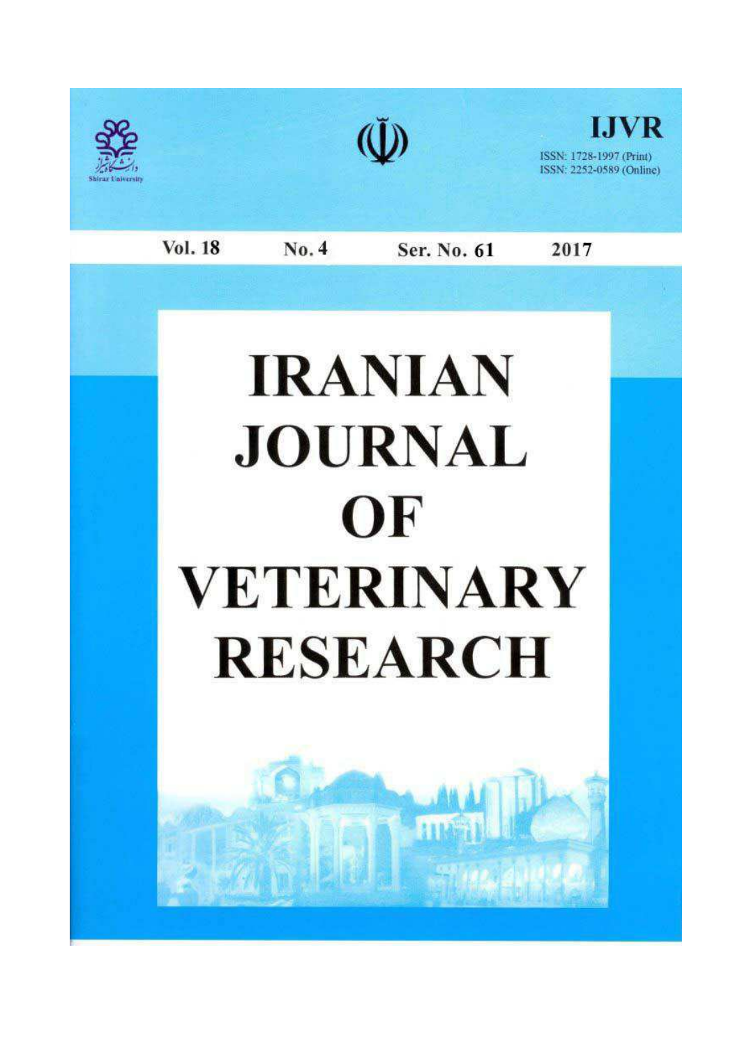Shiraz University

# IJVR

ISSN: 1728-1997 (Print)
ISSN: 2252-0589 (Online)

Vol. 18 No. 4 Ser. No. 61 2017

# IRANIAN JOURNAL OF VETERINARY RESEARCH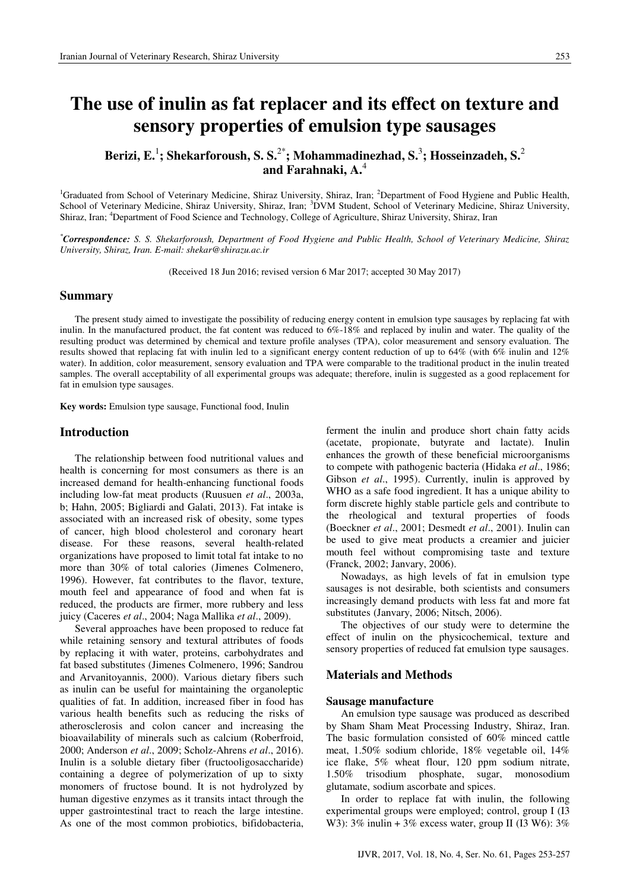# The use of inulin as fat replacer and its effect on texture and sensory properties of emulsion type sausages

**Berizi, E.**[1]**; Shekarforoush, S. S.**[2*]**; Mohammadinezhad, S.**[3]**; Hosseinzadeh, S.**[2] **and Farahnaki, A.**[4]

[1]Graduated from School of Veterinary Medicine, Shiraz University, Shiraz, Iran; [2]Department of Food Hygiene and Public Health, School of Veterinary Medicine, Shiraz University, Shiraz, Iran; [3]DVM Student, School of Veterinary Medicine, Shiraz University, Shiraz, Iran; [4]Department of Food Science and Technology, College of Agriculture, Shiraz University, Shiraz, Iran

[*]***Correspondence:*** *S. S. Shekarforoush, Department of Food Hygiene and Public Health, School of Veterinary Medicine, Shiraz University, Shiraz, Iran. E-mail: shekar@shirazu.ac.ir*

(Received 18 Jun 2016; revised version 6 Mar 2017; accepted 30 May 2017)

## Summary

The present study aimed to investigate the possibility of reducing energy content in emulsion type sausages by replacing fat with inulin. In the manufactured product, the fat content was reduced to 6%-18% and replaced by inulin and water. The quality of the resulting product was determined by chemical and texture profile analyses (TPA), color measurement and sensory evaluation. The results showed that replacing fat with inulin led to a significant energy content reduction of up to 64% (with 6% inulin and 12% water). In addition, color measurement, sensory evaluation and TPA were comparable to the traditional product in the inulin treated samples. The overall acceptability of all experimental groups was adequate; therefore, inulin is suggested as a good replacement for fat in emulsion type sausages.

**Key words:** Emulsion type sausage, Functional food, Inulin

## Introduction

The relationship between food nutritional values and health is concerning for most consumers as there is an increased demand for health-enhancing functional foods including low-fat meat products (Ruusuen *et al*., 2003a, b; Hahn, 2005; Bigliardi and Galati, 2013). Fat intake is associated with an increased risk of obesity, some types of cancer, high blood cholesterol and coronary heart disease. For these reasons, several health-related organizations have proposed to limit total fat intake to no more than 30% of total calories (Jimenes Colmenero, 1996). However, fat contributes to the flavor, texture, mouth feel and appearance of food and when fat is reduced, the products are firmer, more rubbery and less juicy (Caceres *et al*., 2004; Naga Mallika *et al*., 2009).

Several approaches have been proposed to reduce fat while retaining sensory and textural attributes of foods by replacing it with water, proteins, carbohydrates and fat based substitutes (Jimenes Colmenero, 1996; Sandrou and Arvanitoyannis, 2000). Various dietary fibers such as inulin can be useful for maintaining the organoleptic qualities of fat. In addition, increased fiber in food has various health benefits such as reducing the risks of atherosclerosis and colon cancer and increasing the bioavailability of minerals such as calcium (Roberfroid, 2000; Anderson *et al*., 2009; Scholz-Ahrens *et al*., 2016). Inulin is a soluble dietary fiber (fructooligosaccharide) containing a degree of polymerization of up to sixty monomers of fructose bound. It is not hydrolyzed by human digestive enzymes as it transits intact through the upper gastrointestinal tract to reach the large intestine. As one of the most common probiotics, bifidobacteria, ferment the inulin and produce short chain fatty acids (acetate, propionate, butyrate and lactate). Inulin enhances the growth of these beneficial microorganisms to compete with pathogenic bacteria (Hidaka *et al*., 1986; Gibson *et al*., 1995). Currently, inulin is approved by WHO as a safe food ingredient. It has a unique ability to form discrete highly stable particle gels and contribute to the rheological and textural properties of foods (Boeckner *et al*., 2001; Desmedt *et al*., 2001). Inulin can be used to give meat products a creamier and juicier mouth feel without compromising taste and texture (Franck, 2002; Janvary, 2006).

Nowadays, as high levels of fat in emulsion type sausages is not desirable, both scientists and consumers increasingly demand products with less fat and more fat substitutes (Janvary, 2006; Nitsch, 2006).

The objectives of our study were to determine the effect of inulin on the physicochemical, texture and sensory properties of reduced fat emulsion type sausages.

## Materials and Methods

### Sausage manufacture

An emulsion type sausage was produced as described by Sham Sham Meat Processing Industry, Shiraz, Iran. The basic formulation consisted of 60% minced cattle meat, 1.50% sodium chloride, 18% vegetable oil, 14% ice flake, 5% wheat flour, 120 ppm sodium nitrate, 1.50% trisodium phosphate, sugar, monosodium glutamate, sodium ascorbate and spices.

In order to replace fat with inulin, the following experimental groups were employed; control, group I (I3 W3): 3% inulin + 3% excess water, group II (I3 W6): 3%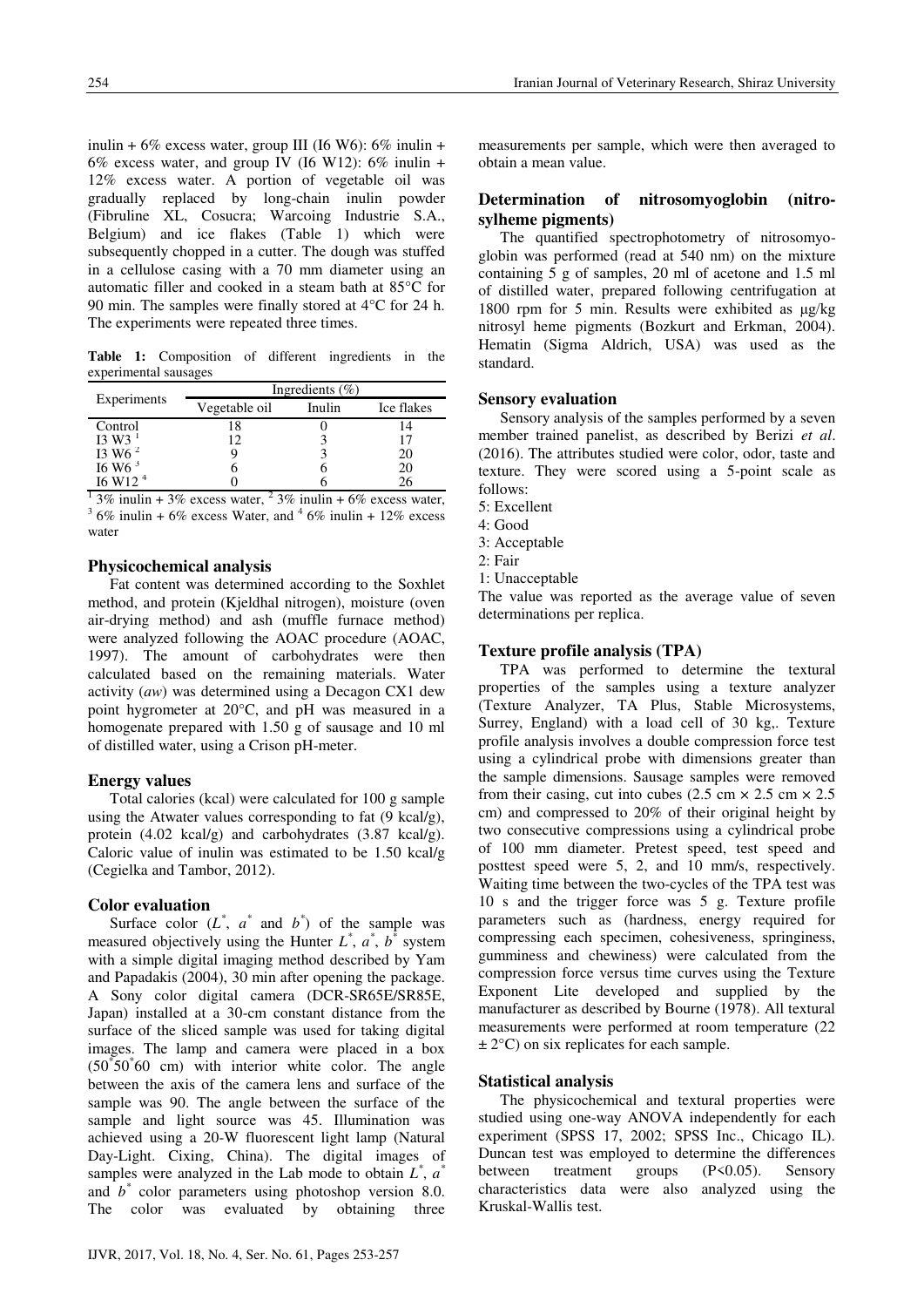inulin + 6% excess water, group III (I6 W6): 6% inulin + 6% excess water, and group IV (I6 W12): 6% inulin + 12% excess water. A portion of vegetable oil was gradually replaced by long-chain inulin powder (Fibruline XL, Cosucra; Warcoing Industrie S.A., Belgium) and ice flakes (Table 1) which were subsequently chopped in a cutter. The dough was stuffed in a cellulose casing with a 70 mm diameter using an automatic filler and cooked in a steam bath at 85°C for 90 min. The samples were finally stored at 4°C for 24 h. The experiments were repeated three times.

**Table 1:** Composition of different ingredients in the experimental sausages

| Experiments | Ingredients (%) | | |
|---|---|---|---|
| | Vegetable oil | Inulin | Ice flakes |
| Control | 18 | 0 | 14 |
| I3 W3 [1] | 12 | 3 | 17 |
| I3 W6 [2] | 9 | 3 | 20 |
| I6 W6 [3] | 6 | 6 | 20 |
| I6 W12 [4] | 0 | 6 | 26 |

[1] 3% inulin + 3% excess water, [2] 3% inulin + 6% excess water, [3] 6% inulin + 6% excess Water, and [4] 6% inulin + 12% excess water

### Physicochemical analysis

Fat content was determined according to the Soxhlet method, and protein (Kjeldhal nitrogen), moisture (oven air-drying method) and ash (muffle furnace method) were analyzed following the AOAC procedure (AOAC, 1997). The amount of carbohydrates were then calculated based on the remaining materials. Water activity (*aw*) was determined using a Decagon CX1 dew point hygrometer at 20°C, and pH was measured in a homogenate prepared with 1.50 g of sausage and 10 ml of distilled water, using a Crison pH-meter.

### Energy values

Total calories (kcal) were calculated for 100 g sample using the Atwater values corresponding to fat (9 kcal/g), protein (4.02 kcal/g) and carbohydrates (3.87 kcal/g). Caloric value of inulin was estimated to be 1.50 kcal/g (Cegielka and Tambor, 2012).

### Color evaluation

Surface color ($L^*$, $a^*$ and $b^*$) of the sample was measured objectively using the Hunter $L^*$, $a^*$, $b^*$ system with a simple digital imaging method described by Yam and Papadakis (2004), 30 min after opening the package. A Sony color digital camera (DCR-SR65E/SR85E, Japan) installed at a 30-cm constant distance from the surface of the sliced sample was used for taking digital images. The lamp and camera were placed in a box ($50^*50^*60$ cm) with interior white color. The angle between the axis of the camera lens and surface of the sample was 90. The angle between the surface of the sample and light source was 45. Illumination was achieved using a 20-W fluorescent light lamp (Natural Day-Light. Cixing, China). The digital images of samples were analyzed in the Lab mode to obtain $L^*$, $a^*$ and $b^*$ color parameters using photoshop version 8.0. The color was evaluated by obtaining three measurements per sample, which were then averaged to obtain a mean value.

### Determination of nitrosomyoglobin (nitrosylheme pigments)

The quantified spectrophotometry of nitrosomyoglobin was performed (read at 540 nm) on the mixture containing 5 g of samples, 20 ml of acetone and 1.5 ml of distilled water, prepared following centrifugation at 1800 rpm for 5 min. Results were exhibited as μg/kg nitrosyl heme pigments (Bozkurt and Erkman, 2004). Hematin (Sigma Aldrich, USA) was used as the standard.

### Sensory evaluation

Sensory analysis of the samples performed by a seven member trained panelist, as described by Berizi *et al*. (2016). The attributes studied were color, odor, taste and texture. They were scored using a 5-point scale as follows:

5: Excellent
4: Good
3: Acceptable
2: Fair
1: Unacceptable

The value was reported as the average value of seven determinations per replica.

### Texture profile analysis (TPA)

TPA was performed to determine the textural properties of the samples using a texture analyzer (Texture Analyzer, TA Plus, Stable Microsystems, Surrey, England) with a load cell of 30 kg,. Texture profile analysis involves a double compression force test using a cylindrical probe with dimensions greater than the sample dimensions. Sausage samples were removed from their casing, cut into cubes (2.5 cm × 2.5 cm × 2.5 cm) and compressed to 20% of their original height by two consecutive compressions using a cylindrical probe of 100 mm diameter. Pretest speed, test speed and posttest speed were 5, 2, and 10 mm/s, respectively. Waiting time between the two-cycles of the TPA test was 10 s and the trigger force was 5 g. Texture profile parameters such as (hardness, energy required for compressing each specimen, cohesiveness, springiness, gumminess and chewiness) were calculated from the compression force versus time curves using the Texture Exponent Lite developed and supplied by the manufacturer as described by Bourne (1978). All textural measurements were performed at room temperature (22 ± 2°C) on six replicates for each sample.

### Statistical analysis

The physicochemical and textural properties were studied using one-way ANOVA independently for each experiment (SPSS 17, 2002; SPSS Inc., Chicago IL). Duncan test was employed to determine the differences between treatment groups ($P<0.05$). Sensory characteristics data were also analyzed using the Kruskal-Wallis test.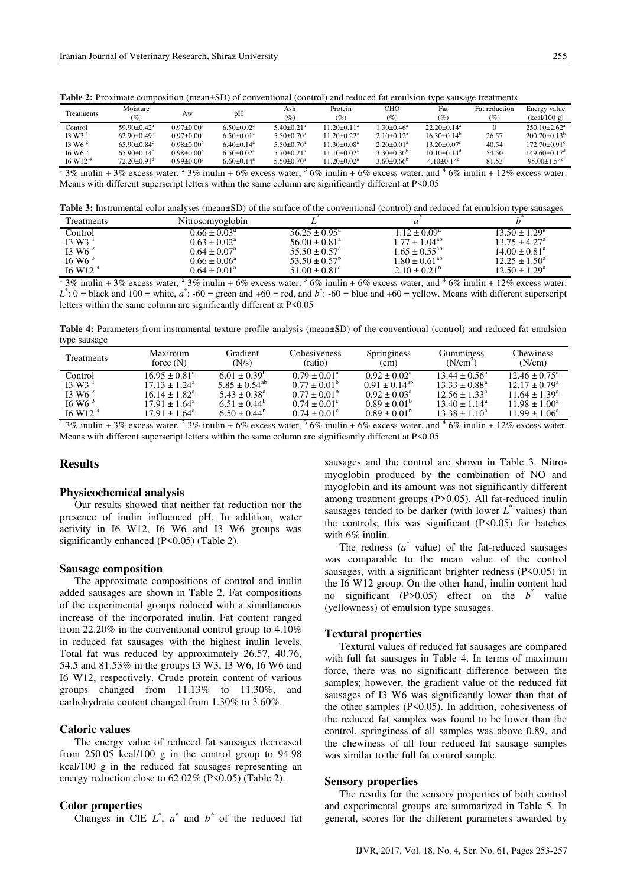**Table 2:** Proximate composition (mean±SD) of conventional (control) and reduced fat emulsion type sausage treatments

| Treatments | Moisture (%) | Aw | pH | Ash (%) | Protein (%) | CHO (%) | Fat (%) | Fat reduction (%) | Energy value (kcal/100 g) |
|---|---|---|---|---|---|---|---|---|---|
| Control | 59.90±0.42[a] | 0.97±0.00[a] | 6.50±0.02[a] | 5.40±0.21[a] | 11.20±0.11[a] | 1.30±0.46[a] | 22.20±0.14[a] | 0 | 250.10±2.62[a] |
| I3 W3 [1] | 62.90±0.49[b] | 0.97±0.00[a] | 6.50±0.01[a] | 5.50±0.70[a] | 11.20±0.22[a] | 2.10±0.12[a] | 16.30±0.14[b] | 26.57 | 200.70±0.13[b] |
| I3 W6 [2] | 65.90±0.84[c] | 0.98±0.00[b] | 6.40±0.14[a] | 5.50±0.70[a] | 11.30±0.08[a] | 2.20±0.01[a] | 13.20±0.07[c] | 40.54 | 172.70±0.91[c] |
| I6 W6 [3] | 65.90±0.14[c] | 0.98±0.00[b] | 6.50±0.02[a] | 5.70±0.21[a] | 11.10±0.02[a] | 3.30±0.30[b] | 10.10±0.14[d] | 54.50 | 149.60±0.17[d] |
| I6 W12 [4] | 72.20±0.91[d] | 0.99±0.00[c] | 6.60±0.14[a] | 5.50±0.70[a] | 11.20±0.02[a] | 3.60±0.66[b] | 4.10±0.14[e] | 81.53 | 95.00±1.54[e] |

[1] 3% inulin + 3% excess water, [2] 3% inulin + 6% excess water, [3] 6% inulin + 6% excess water, and [4] 6% inulin + 12% excess water. Means with different superscript letters within the same column are significantly different at P<0.05

**Table 3:** Instrumental color analyses (mean±SD) of the surface of the conventional (control) and reduced fat emulsion type sausages

| Treatments | Nitrosomyoglobin | $L^*$ | $a^*$ | $b^*$ |
|---|---|---|---|---|
| Control | 0.66 ± 0.03[a] | 56.25 ± 0.95[a] | 1.12 ± 0.09[a] | 13.50 ± 1.29[a] |
| I3 W3 [1] | 0.63 ± 0.02[a] | 56.00 ± 0.81[a] | 1.77 ± 1.04[ab] | 13.75 ± 4.27[a] |
| I3 W6 [2] | 0.64 ± 0.07[a] | 55.50 ± 0.57[a] | 1.65 ± 0.55[ab] | 14.00 ± 0.81[a] |
| I6 W6 [3] | 0.66 ± 0.06[a] | 53.50 ± 0.57[b] | 1.80 ± 0.61[ab] | 12.25 ± 1.50[a] |
| I6 W12 [4] | 0.64 ± 0.01[a] | 51.00 ± 0.81[c] | 2.10 ± 0.21[b] | 12.50 ± 1.29[a] |

[1] 3% inulin + 3% excess water, [2] 3% inulin + 6% excess water, [3] 6% inulin + 6% excess water, and [4] 6% inulin + 12% excess water. $L^*$: 0 = black and 100 = white, $a^*$: -60 = green and +60 = red, and $b^*$: -60 = blue and +60 = yellow. Means with different superscript letters within the same column are significantly different at P<0.05

**Table 4:** Parameters from instrumental texture profile analysis (mean±SD) of the conventional (control) and reduced fat emulsion type sausage

| Treatments | Maximum force (N) | Gradient (N/s) | Cohesiveness (ratio) | Springiness (cm) | Gumminess ($N/cm^2$) | Chewiness (N/cm) |
|---|---|---|---|---|---|---|
| Control | 16.95 ± 0.81[a] | 6.01 ± 0.39[b] | 0.79 ± 0.01[a] | 0.92 ± 0.02[a] | 13.44 ± 0.56[a] | 12.46 ± 0.75[a] |
| I3 W3 [1] | 17.13 ± 1.24[a] | 5.85 ± 0.54[ab] | 0.77 ± 0.01[b] | 0.91 ± 0.14[ab] | 13.33 ± 0.88[a] | 12.17 ± 0.79[a] |
| I3 W6 [2] | 16.14 ± 1.82[a] | 5.43 ± 0.38[a] | 0.77 ± 0.01[b] | 0.92 ± 0.03[a] | 12.56 ± 1.33[a] | 11.64 ± 1.39[a] |
| I6 W6 [3] | 17.91 ± 1.64[a] | 6.51 ± 0.44[b] | 0.74 ± 0.01[c] | 0.89 ± 0.01[b] | 13.40 ± 1.14[a] | 11.98 ± 1.00[a] |
| I6 W12 [4] | 17.91 ± 1.64[a] | 6.50 ± 0.44[b] | 0.74 ± 0.01[c] | 0.89 ± 0.01[b] | 13.38 ± 1.10[a] | 11.99 ± 1.06[a] |

[1] 3% inulin + 3% excess water, [2] 3% inulin + 6% excess water, [3] 6% inulin + 6% excess water, and [4] 6% inulin + 12% excess water. Means with different superscript letters within the same column are significantly different at P<0.05

## Results

### Physicochemical analysis

Our results showed that neither fat reduction nor the presence of inulin influenced pH. In addition, water activity in I6 W12, I6 W6 and I3 W6 groups was significantly enhanced (P<0.05) (Table 2).

### Sausage composition

The approximate compositions of control and inulin added sausages are shown in Table 2. Fat compositions of the experimental groups reduced with a simultaneous increase of the incorporated inulin. Fat content ranged from 22.20% in the conventional control group to 4.10% in reduced fat sausages with the highest inulin levels. Total fat was reduced by approximately 26.57, 40.76, 54.5 and 81.53% in the groups I3 W3, I3 W6, I6 W6 and I6 W12, respectively. Crude protein content of various groups changed from 11.13% to 11.30%, and carbohydrate content changed from 1.30% to 3.60%.

### Caloric values

The energy value of reduced fat sausages decreased from 250.05 kcal/100 g in the control group to 94.98 kcal/100 g in the reduced fat sausages representing an energy reduction close to 62.02% (P<0.05) (Table 2).

### Color properties

Changes in CIE $L^*$, $a^*$ and $b^*$ of the reduced fat sausages and the control are shown in Table 3. Nitromyoglobin produced by the combination of NO and myoglobin and its amount was not significantly different among treatment groups (P>0.05). All fat-reduced inulin sausages tended to be darker (with lower $L^*$ values) than the controls; this was significant (P<0.05) for batches with 6% inulin.

The redness ($a^*$ value) of the fat-reduced sausages was comparable to the mean value of the control sausages, with a significant brighter redness (P<0.05) in the I6 W12 group. On the other hand, inulin content had no significant (P>0.05) effect on the $b^*$ value (yellowness) of emulsion type sausages.

### Textural properties

Textural values of reduced fat sausages are compared with full fat sausages in Table 4. In terms of maximum force, there was no significant difference between the samples; however, the gradient value of the reduced fat sausages of I3 W6 was significantly lower than that of the other samples (P<0.05). In addition, cohesiveness of the reduced fat samples was found to be lower than the control, springiness of all samples was above 0.89, and the chewiness of all four reduced fat sausage samples was similar to the full fat control sample.

### Sensory properties

The results for the sensory properties of both control and experimental groups are summarized in Table 5. In general, scores for the different parameters awarded by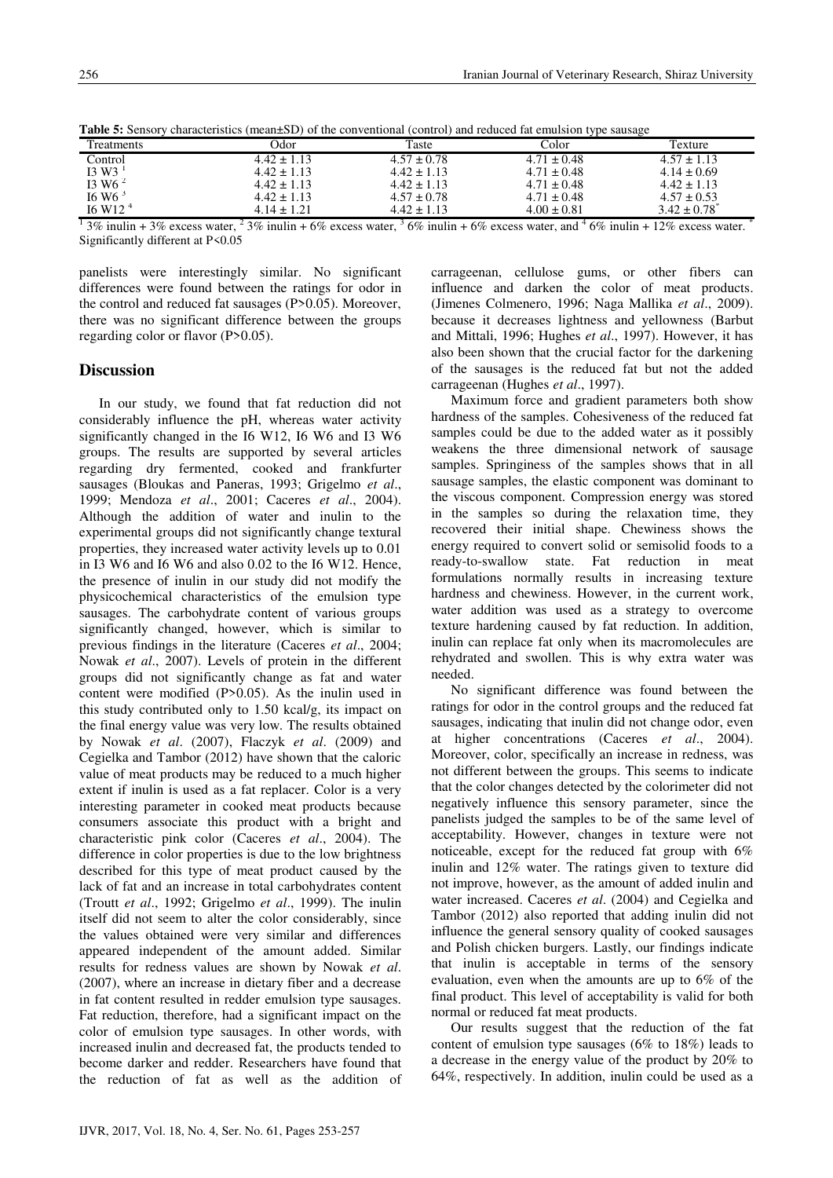**Table 5:** Sensory characteristics (mean±SD) of the conventional (control) and reduced fat emulsion type sausage

| Treatments | Odor | Taste | Color | Texture |
| --- | --- | --- | --- | --- |
| Control | 4.42 ± 1.13 | 4.57 ± 0.78 | 4.71 ± 0.48 | 4.57 ± 1.13 |
| I3 W3 [1] | 4.42 ± 1.13 | 4.42 ± 1.13 | 4.71 ± 0.48 | 4.14 ± 0.69 |
| I3 W6 [2] | 4.42 ± 1.13 | 4.42 ± 1.13 | 4.71 ± 0.48 | 4.42 ± 1.13 |
| I6 W6 [3] | 4.42 ± 1.13 | 4.57 ± 0.78 | 4.71 ± 0.48 | 4.57 ± 0.53 |
| I6 W12 [4] | 4.14 ± 1.21 | 4.42 ± 1.13 | 4.00 ± 0.81 | 3.42 ± 0.78* |

[1] 3% inulin + 3% excess water, [2] 3% inulin + 6% excess water, [3] 6% inulin + 6% excess water, and [4] 6% inulin + 12% excess water. * Significantly different at P<0.05

panelists were interestingly similar. No significant differences were found between the ratings for odor in the control and reduced fat sausages (P>0.05). Moreover, there was no significant difference between the groups regarding color or flavor (P>0.05).

## Discussion

In our study, we found that fat reduction did not considerably influence the pH, whereas water activity significantly changed in the I6 W12, I6 W6 and I3 W6 groups. The results are supported by several articles regarding dry fermented, cooked and frankfurter sausages (Bloukas and Paneras, 1993; Grigelmo *et al*., 1999; Mendoza *et al*., 2001; Caceres *et al*., 2004). Although the addition of water and inulin to the experimental groups did not significantly change textural properties, they increased water activity levels up to 0.01 in I3 W6 and I6 W6 and also 0.02 to the I6 W12. Hence, the presence of inulin in our study did not modify the physicochemical characteristics of the emulsion type sausages. The carbohydrate content of various groups significantly changed, however, which is similar to previous findings in the literature (Caceres *et al*., 2004; Nowak *et al*., 2007). Levels of protein in the different groups did not significantly change as fat and water content were modified (P>0.05). As the inulin used in this study contributed only to 1.50 kcal/g, its impact on the final energy value was very low. The results obtained by Nowak *et al*. (2007), Flaczyk *et al*. (2009) and Cegielka and Tambor (2012) have shown that the caloric value of meat products may be reduced to a much higher extent if inulin is used as a fat replacer. Color is a very interesting parameter in cooked meat products because consumers associate this product with a bright and characteristic pink color (Caceres *et al*., 2004). The difference in color properties is due to the low brightness described for this type of meat product caused by the lack of fat and an increase in total carbohydrates content (Troutt *et al*., 1992; Grigelmo *et al*., 1999). The inulin itself did not seem to alter the color considerably, since the values obtained were very similar and differences appeared independent of the amount added. Similar results for redness values are shown by Nowak *et al*. (2007), where an increase in dietary fiber and a decrease in fat content resulted in redder emulsion type sausages. Fat reduction, therefore, had a significant impact on the color of emulsion type sausages. In other words, with increased inulin and decreased fat, the products tended to become darker and redder. Researchers have found that the reduction of fat as well as the addition of carrageenan, cellulose gums, or other fibers can influence and darken the color of meat products. (Jimenes Colmenero, 1996; Naga Mallika *et al*., 2009). because it decreases lightness and yellowness (Barbut and Mittali, 1996; Hughes *et al*., 1997). However, it has also been shown that the crucial factor for the darkening of the sausages is the reduced fat but not the added carrageenan (Hughes *et al*., 1997).

Maximum force and gradient parameters both show hardness of the samples. Cohesiveness of the reduced fat samples could be due to the added water as it possibly weakens the three dimensional network of sausage samples. Springiness of the samples shows that in all sausage samples, the elastic component was dominant to the viscous component. Compression energy was stored in the samples so during the relaxation time, they recovered their initial shape. Chewiness shows the energy required to convert solid or semisolid foods to a ready-to-swallow state. Fat reduction in meat formulations normally results in increasing texture hardness and chewiness. However, in the current work, water addition was used as a strategy to overcome texture hardening caused by fat reduction. In addition, inulin can replace fat only when its macromolecules are rehydrated and swollen. This is why extra water was needed.

No significant difference was found between the ratings for odor in the control groups and the reduced fat sausages, indicating that inulin did not change odor, even at higher concentrations (Caceres *et al*., 2004). Moreover, color, specifically an increase in redness, was not different between the groups. This seems to indicate that the color changes detected by the colorimeter did not negatively influence this sensory parameter, since the panelists judged the samples to be of the same level of acceptability. However, changes in texture were not noticeable, except for the reduced fat group with 6% inulin and 12% water. The ratings given to texture did not improve, however, as the amount of added inulin and water increased. Caceres *et al*. (2004) and Cegielka and Tambor (2012) also reported that adding inulin did not influence the general sensory quality of cooked sausages and Polish chicken burgers. Lastly, our findings indicate that inulin is acceptable in terms of the sensory evaluation, even when the amounts are up to 6% of the final product. This level of acceptability is valid for both normal or reduced fat meat products.

Our results suggest that the reduction of the fat content of emulsion type sausages (6% to 18%) leads to a decrease in the energy value of the product by 20% to 64%, respectively. In addition, inulin could be used as a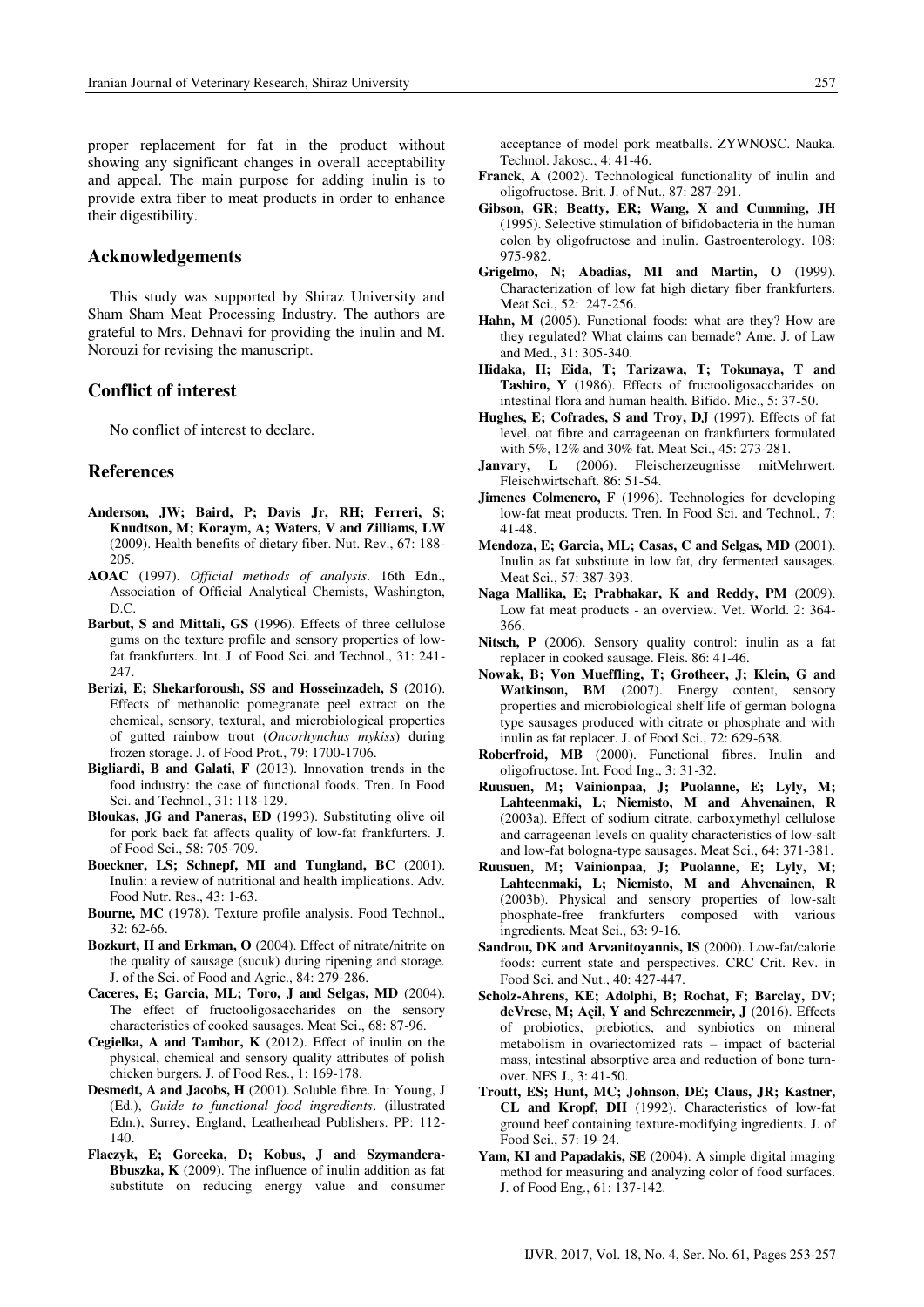proper replacement for fat in the product without showing any significant changes in overall acceptability and appeal. The main purpose for adding inulin is to provide extra fiber to meat products in order to enhance their digestibility.

## Acknowledgements

This study was supported by Shiraz University and Sham Sham Meat Processing Industry. The authors are grateful to Mrs. Dehnavi for providing the inulin and M. Norouzi for revising the manuscript.

## Conflict of interest

No conflict of interest to declare.

## References

**Anderson, JW; Baird, P; Davis Jr, RH; Ferreri, S; Knudtson, M; Koraym, A; Waters, V and Zilliams, LW** (2009). Health benefits of dietary fiber. Nut. Rev., 67: 188-205.

**AOAC** (1997). *Official methods of analysis*. 16th Edn., Association of Official Analytical Chemists, Washington, D.C.

**Barbut, S and Mittali, GS** (1996). Effects of three cellulose gums on the texture profile and sensory properties of low-fat frankfurters. Int. J. of Food Sci. and Technol., 31: 241-247.

**Berizi, E; Shekarforoush, SS and Hosseinzadeh, S** (2016). Effects of methanolic pomegranate peel extract on the chemical, sensory, textural, and microbiological properties of gutted rainbow trout (*Oncorhynchus mykiss*) during frozen storage. J. of Food Prot., 79: 1700-1706.

**Bigliardi, B and Galati, F** (2013). Innovation trends in the food industry: the case of functional foods. Tren. In Food Sci. and Technol., 31: 118-129.

**Bloukas, JG and Paneras, ED** (1993). Substituting olive oil for pork back fat affects quality of low-fat frankfurters. J. of Food Sci., 58: 705-709.

**Boeckner, LS; Schnepf, MI and Tungland, BC** (2001). Inulin: a review of nutritional and health implications. Adv. Food Nutr. Res., 43: 1-63.

**Bourne, MC** (1978). Texture profile analysis. Food Technol., 32: 62-66.

**Bozkurt, H and Erkman, O** (2004). Effect of nitrate/nitrite on the quality of sausage (sucuk) during ripening and storage. J. of the Sci. of Food and Agric., 84: 279-286.

**Caceres, E; Garcia, ML; Toro, J and Selgas, MD** (2004). The effect of fructooligosaccharides on the sensory characteristics of cooked sausages. Meat Sci., 68: 87-96.

**Cegielka, A and Tambor, K** (2012). Effect of inulin on the physical, chemical and sensory quality attributes of polish chicken burgers. J. of Food Res., 1: 169-178.

**Desmedt, A and Jacobs, H** (2001). Soluble fibre. In: Young, J (Ed.), *Guide to functional food ingredients*. (illustrated Edn.), Surrey, England, Leatherhead Publishers. PP: 112-140.

**Flaczyk, E; Gorecka, D; Kobus, J and Szymandera-Bbuszka, K** (2009). The influence of inulin addition as fat substitute on reducing energy value and consumer acceptance of model pork meatballs. ZYWNOSC. Nauka. Technol. Jakosc., 4: 41-46.

**Franck, A** (2002). Technological functionality of inulin and oligofructose. Brit. J. of Nut., 87: 287-291.

**Gibson, GR; Beatty, ER; Wang, X and Cumming, JH** (1995). Selective stimulation of bifidobacteria in the human colon by oligofructose and inulin. Gastroenterology. 108: 975-982.

**Grigelmo, N; Abadias, MI and Martin, O** (1999). Characterization of low fat high dietary fiber frankfurters. Meat Sci., 52: 247-256.

**Hahn, M** (2005). Functional foods: what are they? How are they regulated? What claims can bemade? Ame. J. of Law and Med., 31: 305-340.

**Hidaka, H; Eida, T; Tarizawa, T; Tokunaya, T and Tashiro, Y** (1986). Effects of fructooligosaccharides on intestinal flora and human health. Bifido. Mic., 5: 37-50.

**Hughes, E; Cofrades, S and Troy, DJ** (1997). Effects of fat level, oat fibre and carrageenan on frankfurters formulated with 5%, 12% and 30% fat. Meat Sci., 45: 273-281.

**Janvary, L** (2006). Fleischerzeugnisse mitMehrwert. Fleischwirtschaft. 86: 51-54.

**Jimenes Colmenero, F** (1996). Technologies for developing low-fat meat products. Tren. In Food Sci. and Technol., 7: 41-48.

**Mendoza, E; Garcia, ML; Casas, C and Selgas, MD** (2001). Inulin as fat substitute in low fat, dry fermented sausages. Meat Sci., 57: 387-393.

**Naga Mallika, E; Prabhakar, K and Reddy, PM** (2009). Low fat meat products - an overview. Vet. World. 2: 364-366.

**Nitsch, P** (2006). Sensory quality control: inulin as a fat replacer in cooked sausage. Fleis. 86: 41-46.

**Nowak, B; Von Mueffling, T; Grotheer, J; Klein, G and Watkinson, BM** (2007). Energy content, sensory properties and microbiological shelf life of german bologna type sausages produced with citrate or phosphate and with inulin as fat replacer. J. of Food Sci., 72: 629-638.

**Roberfroid, MB** (2000). Functional fibres. Inulin and oligofructose. Int. Food Ing., 3: 31-32.

**Ruusuen, M; Vainionpaa, J; Puolanne, E; Lyly, M; Lahteenmaki, L; Niemisto, M and Ahvenainen, R** (2003a). Effect of sodium citrate, carboxymethyl cellulose and carrageenan levels on quality characteristics of low-salt and low-fat bologna-type sausages. Meat Sci., 64: 371-381.

**Ruusuen, M; Vainionpaa, J; Puolanne, E; Lyly, M; Lahteenmaki, L; Niemisto, M and Ahvenainen, R** (2003b). Physical and sensory properties of low-salt phosphate-free frankfurters composed with various ingredients. Meat Sci., 63: 9-16.

**Sandrou, DK and Arvanitoyannis, IS** (2000). Low-fat/calorie foods: current state and perspectives. CRC Crit. Rev. in Food Sci. and Nut., 40: 427-447.

**Scholz-Ahrens, KE; Adolphi, B; Rochat, F; Barclay, DV; deVrese, M; Açil, Y and Schrezenmeir, J** (2016). Effects of probiotics, prebiotics, and synbiotics on mineral metabolism in ovariectomized rats – impact of bacterial mass, intestinal absorptive area and reduction of bone turn-over. NFS J., 3: 41-50.

**Troutt, ES; Hunt, MC; Johnson, DE; Claus, JR; Kastner, CL and Kropf, DH** (1992). Characteristics of low-fat ground beef containing texture-modifying ingredients. J. of Food Sci., 57: 19-24.

**Yam, KI and Papadakis, SE** (2004). A simple digital imaging method for measuring and analyzing color of food surfaces. J. of Food Eng., 61: 137-142.